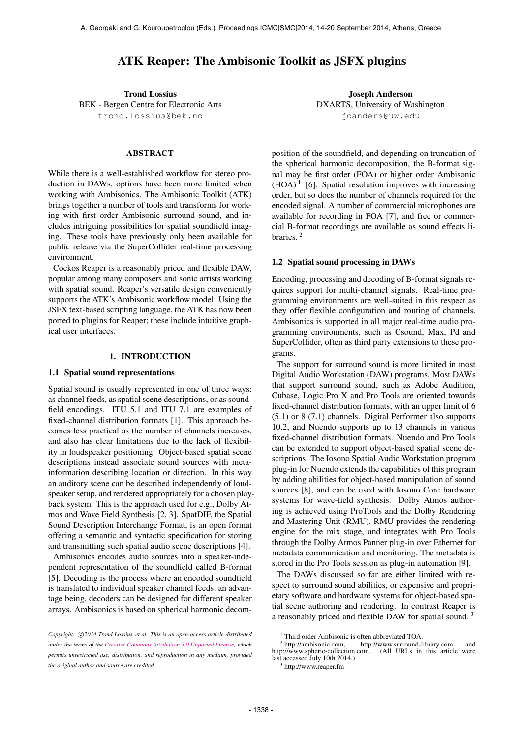# ATK Reaper: The Ambisonic Toolkit as JSFX plugins

**Trond Lossius**
BEK - Bergen Centre for Electronic Arts
trond.lossius@bek.no

**Joseph Anderson**
DXARTS, University of Washington
joanders@uw.edu

## ABSTRACT

While there is a well-established workflow for stereo production in DAWs, options have been more limited when working with Ambisonics. The Ambisonic Toolkit (ATK) brings together a number of tools and transforms for working with first order Ambisonic surround sound, and includes intriguing possibilities for spatial soundfield imaging. These tools have previously only been available for public release via the SuperCollider real-time processing environment.

Cockos Reaper is a reasonably priced and flexible DAW, popular among many composers and sonic artists working with spatial sound. Reaper's versatile design conveniently supports the ATK's Ambisonic workflow model. Using the JSFX text-based scripting language, the ATK has now been ported to plugins for Reaper; these include intuitive graphical user interfaces.

## 1. INTRODUCTION

### 1.1 Spatial sound representations

Spatial sound is usually represented in one of three ways: as channel feeds, as spatial scene descriptions, or as soundfield encodings. ITU 5.1 and ITU 7.1 are examples of fixed-channel distribution formats [1]. This approach becomes less practical as the number of channels increases, and also has clear limitations due to the lack of flexibility in loudspeaker positioning. Object-based spatial scene descriptions instead associate sound sources with meta-information describing location or direction. In this way an auditory scene can be described independently of loudspeaker setup, and rendered appropriately for a chosen playback system. This is the approach used for e.g., Dolby Atmos and Wave Field Synthesis [2, 3]. SpatDIF, the Spatial Sound Description Interchange Format, is an open format offering a semantic and syntactic specification for storing and transmitting such spatial audio scene descriptions [4].

Ambisonics encodes audio sources into a speaker-independent representation of the soundfield called B-format [5]. Decoding is the process where an encoded soundfield is translated to individual speaker channel feeds; an advantage being, decoders can be designed for different speaker arrays. Ambisonics is based on spherical harmonic decomposition of the soundfield, and depending on truncation of the spherical harmonic decomposition, the B-format signal may be first order (FOA) or higher order Ambisonic (HOA) [1] [6]. Spatial resolution improves with increasing order, but so does the number of channels required for the encoded signal. A number of commercial microphones are available for recording in FOA [7], and free or commercial B-format recordings are available as sound effects libraries. [2]

### 1.2 Spatial sound processing in DAWs

Encoding, processing and decoding of B-format signals requires support for multi-channel signals. Real-time programming environments are well-suited in this respect as they offer flexible configuration and routing of channels. Ambisonics is supported in all major real-time audio programming environments, such as Csound, Max, Pd and SuperCollider, often as third party extensions to these programs.

The support for surround sound is more limited in most Digital Audio Workstation (DAW) programs. Most DAWs that support surround sound, such as Adobe Audition, Cubase, Logic Pro X and Pro Tools are oriented towards fixed-channel distribution formats, with an upper limit of 6 (5.1) or 8 (7.1) channels. Digital Performer also supports 10.2, and Nuendo supports up to 13 channels in various fixed-channel distribution formats. Nuendo and Pro Tools can be extended to support object-based spatial scene descriptions. The Iosono Spatial Audio Workstation program plug-in for Nuendo extends the capabilities of this program by adding abilities for object-based manipulation of sound sources [8], and can be used with Iosono Core hardware systems for wave-field synthesis. Dolby Atmos authoring is achieved using ProTools and the Dolby Rendering and Mastering Unit (RMU). RMU provides the rendering engine for the mix stage, and integrates with Pro Tools through the Dolby Atmos Panner plug-in over Ethernet for metadata communication and monitoring. The metadata is stored in the Pro Tools session as plug-in automation [9].

The DAWs discussed so far are either limited with respect to surround sound abilities, or expensive and proprietary software and hardware systems for object-based spatial scene authoring and rendering. In contrast Reaper is a reasonably priced and flexible DAW for spatial sound. [3]

---

[1] Third order Ambisonic is often abbreviated TOA.

[2] http://ambisonia.com, http://www.surround-library.com and http://www.spheric-collection.com. (All URLs in this article were last accessed July 10th 2014.)

[3] http://www.reaper.fm

*Copyright: ©2014 Trond Lossius et al. This is an open-access article distributed under the terms of the Creative Commons Attribution 3.0 Unported License, which permits unrestricted use, distribution, and reproduction in any medium, provided the original author and source are credited.*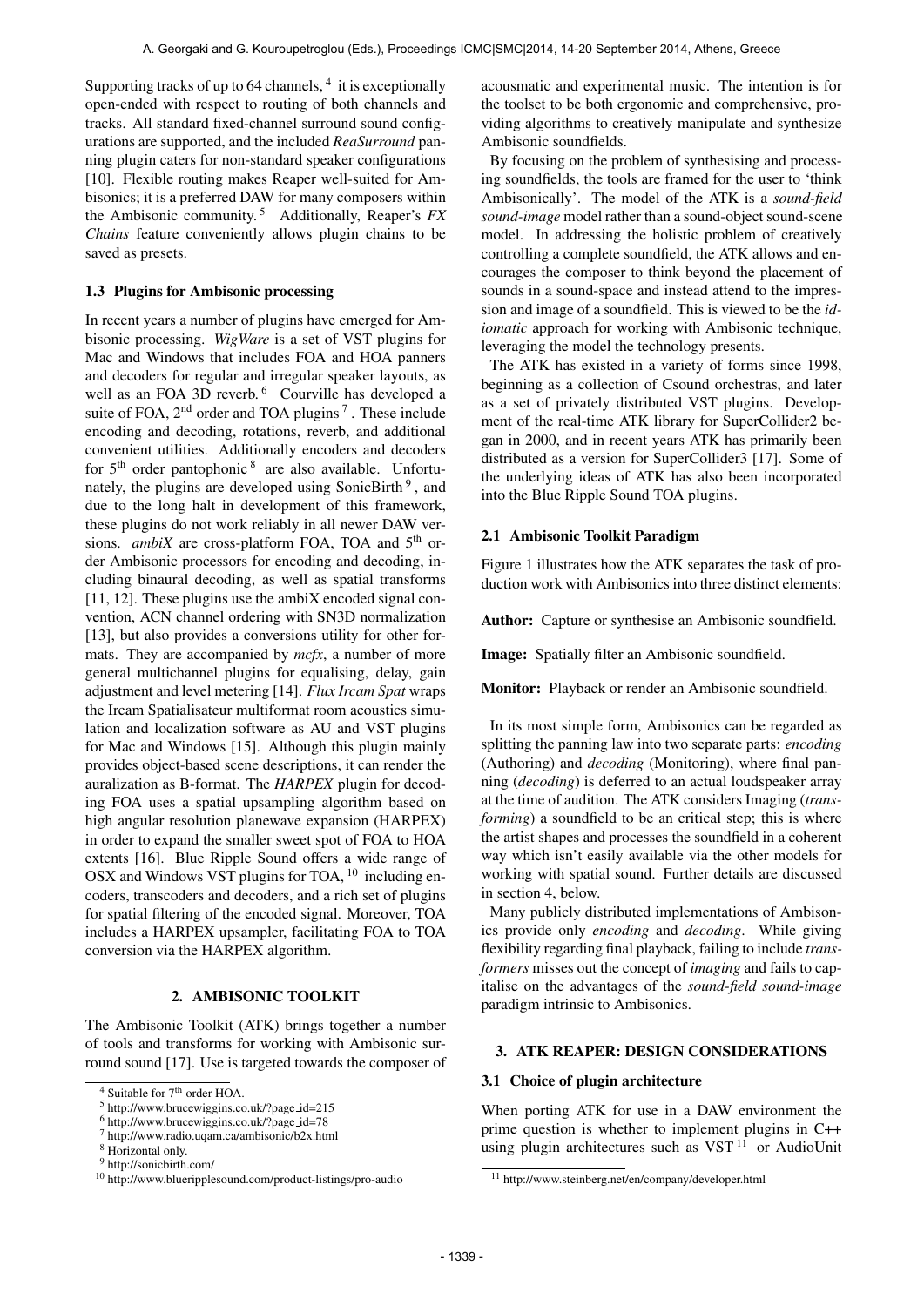Supporting tracks of up to 64 channels, [4] it is exceptionally open-ended with respect to routing of both channels and tracks. All standard fixed-channel surround sound configurations are supported, and the included *ReaSurround* panning plugin caters for non-standard speaker configurations [10]. Flexible routing makes Reaper well-suited for Ambisonics; it is a preferred DAW for many composers within the Ambisonic community. [5] Additionally, Reaper's *FX Chains* feature conveniently allows plugin chains to be saved as presets.

### 1.3 Plugins for Ambisonic processing

In recent years a number of plugins have emerged for Ambisonic processing. *WigWare* is a set of VST plugins for Mac and Windows that includes FOA and HOA panners and decoders for regular and irregular speaker layouts, as well as an FOA 3D reverb. [6] Courville has developed a suite of FOA, 2nd order and TOA plugins [7]. These include encoding and decoding, rotations, reverb, and additional convenient utilities. Additionally encoders and decoders for 5th order pantophonic [8] are also available. Unfortunately, the plugins are developed using SonicBirth [9], and due to the long halt in development of this framework, these plugins do not work reliably in all newer DAW versions. *ambiX* are cross-platform FOA, TOA and 5th order Ambisonic processors for encoding and decoding, including binaural decoding, as well as spatial transforms [11, 12]. These plugins use the ambiX encoded signal convention, ACN channel ordering with SN3D normalization [13], but also provides a conversions utility for other formats. They are accompanied by *mcfx*, a number of more general multichannel plugins for equalising, delay, gain adjustment and level metering [14]. *Flux Ircam Spat* wraps the Ircam Spatialisateur multiformat room acoustics simulation and localization software as AU and VST plugins for Mac and Windows [15]. Although this plugin mainly provides object-based scene descriptions, it can render the auralization as B-format. The *HARPEX* plugin for decoding FOA uses a spatial upsampling algorithm based on high angular resolution planewave expansion (HARPEX) in order to expand the smaller sweet spot of FOA to HOA extents [16]. Blue Ripple Sound offers a wide range of OSX and Windows VST plugins for TOA, [10] including encoders, transcoders and decoders, and a rich set of plugins for spatial filtering of the encoded signal. Moreover, TOA includes a HARPEX upsampler, facilitating FOA to TOA conversion via the HARPEX algorithm.

## 2. AMBISONIC TOOLKIT

The Ambisonic Toolkit (ATK) brings together a number of tools and transforms for working with Ambisonic surround sound [17]. Use is targeted towards the composer of acousmatic and experimental music. The intention is for the toolset to be both ergonomic and comprehensive, providing algorithms to creatively manipulate and synthesize Ambisonic soundfields.

By focusing on the problem of synthesising and processing soundfields, the tools are framed for the user to 'think Ambisonically'. The model of the ATK is a *sound-field sound-image* model rather than a sound-object sound-scene model. In addressing the holistic problem of creatively controlling a complete soundfield, the ATK allows and encourages the composer to think beyond the placement of sounds in a sound-space and instead attend to the impression and image of a soundfield. This is viewed to be the *idiomatic* approach for working with Ambisonic technique, leveraging the model the technology presents.

The ATK has existed in a variety of forms since 1998, beginning as a collection of Csound orchestras, and later as a set of privately distributed VST plugins. Development of the real-time ATK library for SuperCollider2 began in 2000, and in recent years ATK has primarily been distributed as a version for SuperCollider3 [17]. Some of the underlying ideas of ATK has also been incorporated into the Blue Ripple Sound TOA plugins.

### 2.1 Ambisonic Toolkit Paradigm

Figure 1 illustrates how the ATK separates the task of production work with Ambisonics into three distinct elements:

**Author:** Capture or synthesise an Ambisonic soundfield.

**Image:** Spatially filter an Ambisonic soundfield.

**Monitor:** Playback or render an Ambisonic soundfield.

In its most simple form, Ambisonics can be regarded as splitting the panning law into two separate parts: *encoding* (Authoring) and *decoding* (Monitoring), where final panning (*decoding*) is deferred to an actual loudspeaker array at the time of audition. The ATK considers Imaging (*transforming*) a soundfield to be an critical step; this is where the artist shapes and processes the soundfield in a coherent way which isn't easily available via the other models for working with spatial sound. Further details are discussed in section 4, below.

Many publicly distributed implementations of Ambisonics provide only *encoding* and *decoding*. While giving flexibility regarding final playback, failing to include *transformers* misses out the concept of *imaging* and fails to capitalise on the advantages of the *sound-field sound-image* paradigm intrinsic to Ambisonics.

## 3. ATK REAPER: DESIGN CONSIDERATIONS

### 3.1 Choice of plugin architecture

When porting ATK for use in a DAW environment the prime question is whether to implement plugins in C++ using plugin architectures such as VST [11] or AudioUnit

[4] Suitable for 7th order HOA.

[5] http://www.brucewiggins.co.uk/?page_id=215

[6] http://www.brucewiggins.co.uk/?page_id=78

[7] http://www.radio.uqam.ca/ambisonic/b2x.html

[8] Horizontal only.

[9] http://sonicbirth.com/

[10] http://www.blueripplesound.com/product-listings/pro-audio

[11] http://www.steinberg.net/en/company/developer.html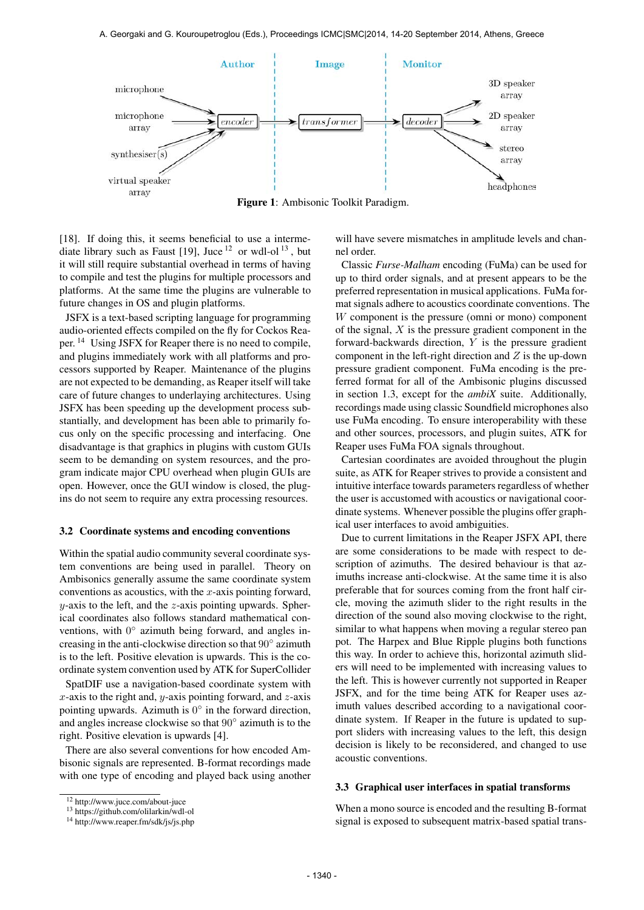Author | Image | Monitor

microphone

microphone array

synthesiser(s)

virtual speaker array

encoder

transformer

decoder

3D speaker array

2D speaker array

stereo array

headphones

**Figure 1**: Ambisonic Toolkit Paradigm.

[18]. If doing this, it seems beneficial to use a intermediate library such as Faust [19], Juce [12] or wdl-ol [13], but it will still require substantial overhead in terms of having to compile and test the plugins for multiple processors and platforms. At the same time the plugins are vulnerable to future changes in OS and plugin platforms.

JSFX is a text-based scripting language for programming audio-oriented effects compiled on the fly for Cockos Reaper. [14] Using JSFX for Reaper there is no need to compile, and plugins immediately work with all platforms and processors supported by Reaper. Maintenance of the plugins are not expected to be demanding, as Reaper itself will take care of future changes to underlaying architectures. Using JSFX has been speeding up the development process substantially, and development has been able to primarily focus only on the specific processing and interfacing. One disadvantage is that graphics in plugins with custom GUIs seem to be demanding on system resources, and the program indicate major CPU overhead when plugin GUIs are open. However, once the GUI window is closed, the plugins do not seem to require any extra processing resources.

### 3.2 Coordinate systems and encoding conventions

Within the spatial audio community several coordinate system conventions are being used in parallel. Theory on Ambisonics generally assume the same coordinate system conventions as acoustics, with the $x$-axis pointing forward, $y$-axis to the left, and the $z$-axis pointing upwards. Spherical coordinates also follows standard mathematical conventions, with $0^\circ$ azimuth being forward, and angles increasing in the anti-clockwise direction so that $90^\circ$ azimuth is to the left. Positive elevation is upwards. This is the coordinate system convention used by ATK for SuperCollider

SpatDIF use a navigation-based coordinate system with $x$-axis to the right and, $y$-axis pointing forward, and $z$-axis pointing upwards. Azimuth is $0^\circ$ in the forward direction, and angles increase clockwise so that $90^\circ$ azimuth is to the right. Positive elevation is upwards [4].

There are also several conventions for how encoded Ambisonic signals are represented. B-format recordings made with one type of encoding and played back using another will have severe mismatches in amplitude levels and channel order.

Classic *Furse-Malham* encoding (FuMa) can be used for up to third order signals, and at present appears to be the preferred representation in musical applications. FuMa format signals adhere to acoustics coordinate conventions. The $W$ component is the pressure (omni or mono) component of the signal, $X$ is the pressure gradient component in the forward-backwards direction, $Y$ is the pressure gradient component in the left-right direction and $Z$ is the up-down pressure gradient component. FuMa encoding is the preferred format for all of the Ambisonic plugins discussed in section 1.3, except for the *ambiX* suite. Additionally, recordings made using classic Soundfield microphones also use FuMa encoding. To ensure interoperability with these and other sources, processors, and plugin suites, ATK for Reaper uses FuMa FOA signals throughout.

Cartesian coordinates are avoided throughout the plugin suite, as ATK for Reaper strives to provide a consistent and intuitive interface towards parameters regardless of whether the user is accustomed with acoustics or navigational coordinate systems. Whenever possible the plugins offer graphical user interfaces to avoid ambiguities.

Due to current limitations in the Reaper JSFX API, there are some considerations to be made with respect to description of azimuths. The desired behaviour is that azimuths increase anti-clockwise. At the same time it is also preferable that for sources coming from the front half circle, moving the azimuth slider to the right results in the direction of the sound also moving clockwise to the right, similar to what happens when moving a regular stereo pan pot. The Harpex and Blue Ripple plugins both functions this way. In order to achieve this, horizontal azimuth sliders will need to be implemented with increasing values to the left. This is however currently not supported in Reaper JSFX, and for the time being ATK for Reaper uses azimuth values described according to a navigational coordinate system. If Reaper in the future is updated to support sliders with increasing values to the left, this design decision is likely to be reconsidered, and changed to use acoustic conventions.

### 3.3 Graphical user interfaces in spatial transforms

When a mono source is encoded and the resulting B-format signal is exposed to subsequent matrix-based spatial trans-

[12] http://www.juce.com/about-juce
[13] https://github.com/olilarkin/wdl-ol
[14] http://www.reaper.fm/sdk/js/js.php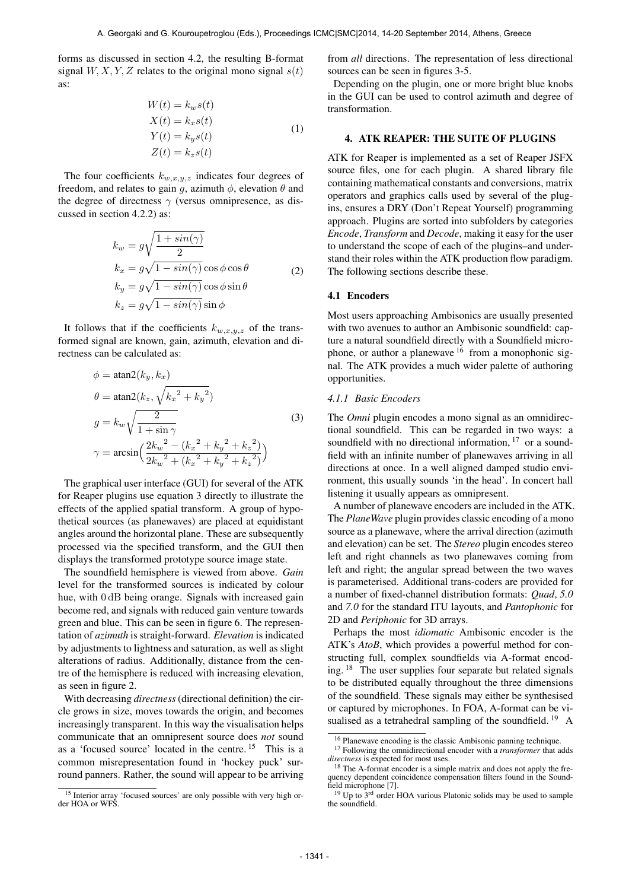forms as discussed in section 4.2, the resulting B-format signal $W, X, Y, Z$ relates to the original mono signal $s(t)$ as:

$$
\begin{aligned}
W(t) &= k_w s(t) \\
X(t) &= k_x s(t) \\
Y(t) &= k_y s(t) \\
Z(t) &= k_z s(t)
\end{aligned}
\tag{1}
$$

The four coefficients $k_{w,x,y,z}$ indicates four degrees of freedom, and relates to gain $g$, azimuth $\phi$, elevation $\theta$ and the degree of directness $\gamma$ (versus omnipresence, as discussed in section 4.2.2) as:

$$
\begin{aligned}
k_w &= g\sqrt{\frac{1+sin(\gamma)}{2}} \\
k_x &= g\sqrt{1-sin(\gamma)}\cos\phi\cos\theta \\
k_y &= g\sqrt{1-sin(\gamma)}\cos\phi\sin\theta \\
k_z &= g\sqrt{1-sin(\gamma)}\sin\phi
\end{aligned}
\tag{2}
$$

It follows that if the coefficients $k_{w,x,y,z}$ of the transformed signal are known, gain, azimuth, elevation and directness can be calculated as:

$$
\begin{aligned}
\phi &= \text{atan2}(k_y, k_x) \\
\theta &= \text{atan2}(k_z, \sqrt{{k_x}^2 + {k_y}^2}) \\
g &= k_w\sqrt{\frac{2}{1+\sin\gamma}} \\
\gamma &= \arcsin\Big(\frac{2{k_w}^2 - ({k_x}^2 + {k_y}^2 + {k_z}^2)}{2{k_w}^2 + ({k_x}^2 + {k_y}^2 + {k_z}^2)}\Big)
\end{aligned}
\tag{3}
$$

The graphical user interface (GUI) for several of the ATK for Reaper plugins use equation 3 directly to illustrate the effects of the applied spatial transform. A group of hypothetical sources (as planewaves) are placed at equidistant angles around the horizontal plane. These are subsequently processed via the specified transform, and the GUI then displays the transformed prototype source image state.

The soundfield hemisphere is viewed from above. *Gain* level for the transformed sources is indicated by colour hue, with 0 dB being orange. Signals with increased gain become red, and signals with reduced gain venture towards green and blue. This can be seen in figure 6. The representation of *azimuth* is straight-forward. *Elevation* is indicated by adjustments to lightness and saturation, as well as slight alterations of radius. Additionally, distance from the centre of the hemisphere is reduced with increasing elevation, as seen in figure 2.

With decreasing *directness* (directional definition) the circle grows in size, moves towards the origin, and becomes increasingly transparent. In this way the visualisation helps communicate that an omnipresent source does *not* sound as a 'focused source' located in the centre. [15] This is a common misrepresentation found in 'hockey puck' surround panners. Rather, the sound will appear to be arriving from *all* directions. The representation of less directional sources can be seen in figures 3-5.

Depending on the plugin, one or more bright blue knobs in the GUI can be used to control azimuth and degree of transformation.

## 4. ATK REAPER: THE SUITE OF PLUGINS

ATK for Reaper is implemented as a set of Reaper JSFX source files, one for each plugin. A shared library file containing mathematical constants and conversions, matrix operators and graphics calls used by several of the plugins, ensures a DRY (Don't Repeat Yourself) programming approach. Plugins are sorted into subfolders by categories *Encode*, *Transform* and *Decode*, making it easy for the user to understand the scope of each of the plugins–and understand their roles within the ATK production flow paradigm. The following sections describe these.

### 4.1 Encoders

Most users approaching Ambisonics are usually presented with two avenues to author an Ambisonic soundfield: capture a natural soundfield directly with a Soundfield microphone, or author a planewave [16] from a monophonic signal. The ATK provides a much wider palette of authoring opportunities.

#### 4.1.1 Basic Encoders

The *Omni* plugin encodes a mono signal as an omnidirectional soundfield. This can be regarded in two ways: a soundfield with no directional information, [17] or a soundfield with an infinite number of planewaves arriving in all directions at once. In a well aligned damped studio environment, this usually sounds 'in the head'. In concert hall listening it usually appears as omnipresent.

A number of planewave encoders are included in the ATK. The *PlaneWave* plugin provides classic encoding of a mono source as a planewave, where the arrival direction (azimuth and elevation) can be set. The *Stereo* plugin encodes stereo left and right channels as two planewaves coming from left and right; the angular spread between the two waves is parameterised. Additional trans-coders are provided for a number of fixed-channel distribution formats: *Quad*, *5.0* and *7.0* for the standard ITU layouts, and *Pantophonic* for 2D and *Periphonic* for 3D arrays.

Perhaps the most *idiomatic* Ambisonic encoder is the ATK's *AtoB*, which provides a powerful method for constructing full, complex soundfields via A-format encoding. [18] The user supplies four separate but related signals to be distributed equally throughout the three dimensions of the soundfield. These signals may either be synthesised or captured by microphones. In FOA, A-format can be visualised as a tetrahedral sampling of the soundfield. [19] A

[15] Interior array 'focused sources' are only possible with very high order HOA or WFS.

[16] Planewave encoding is the classic Ambisonic panning technique.

[17] Following the omnidirectional encoder with a *transformer* that adds *directness* is expected for most uses.

[18] The A-format encoder is a simple matrix and does not apply the frequency dependent coincidence compensation filters found in the Soundfield microphone [7].

[19] Up to 3rd order HOA various Platonic solids may be used to sample the soundfield.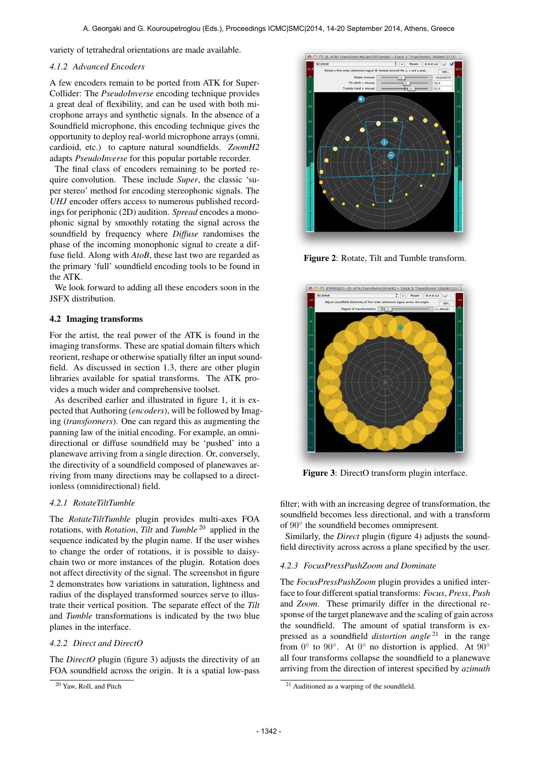variety of tetrahedral orientations are made available.

#### 4.1.2 Advanced Encoders

A few encoders remain to be ported from ATK for SuperCollider: The *PseudoInverse* encoding technique provides a great deal of flexibility, and can be used with both microphone arrays and synthetic signals. In the absence of a Soundfield microphone, this encoding technique gives the opportunity to deploy real-world microphone arrays (omni, cardioid, etc.) to capture natural soundfields. *ZoomH2* adapts *PseudoInverse* for this popular portable recorder.

The final class of encoders remaining to be ported require convolution. These include *Super*, the classic 'super stereo' method for encoding stereophonic signals. The *UHJ* encoder offers access to numerous published recordings for periphonic (2D) audition. *Spread* encodes a monophonic signal by smoothly rotating the signal across the soundfield by frequency where *Diffuse* randomises the phase of the incoming monophonic signal to create a diffuse field. Along with *AtoB*, these last two are regarded as the primary 'full' soundfield encoding tools to be found in the ATK.

We look forward to adding all these encoders soon in the JSFX distribution.

### 4.2 Imaging transforms

For the artist, the real power of the ATK is found in the imaging transforms. These are spatial domain filters which reorient, reshape or otherwise spatially filter an input soundfield. As discussed in section 1.3, there are other plugin libraries available for spatial transforms. The ATK provides a much wider and comprehensive toolset.

As described earlier and illustrated in figure 1, it is expected that Authoring (*encoders*), will be followed by Imaging (*transformers*). One can regard this as augmenting the panning law of the initial encoding. For example, an omnidirectional or diffuse soundfield may be 'pushed' into a planewave arriving from a single direction. Or, conversely, the directivity of a soundfield composed of planewaves arriving from many directions may be collapsed to a directionless (omnidirectional) field.

#### 4.2.1 RotateTiltTumble

The *RotateTiltTumble* plugin provides multi-axes FOA rotations, with *Rotation*, *Tilt* and *Tumble* [20] applied in the sequence indicated by the plugin name. If the user wishes to change the order of rotations, it is possible to daisy-chain two or more instances of the plugin. Rotation does not affect directivity of the signal. The screenshot in figure 2 demonstrates how variations in saturation, lightness and radius of the displayed transformed sources serve to illustrate their vertical position. The separate effect of the *Tilt* and *Tumble* transformations is indicated by the two blue planes in the interface.

#### 4.2.2 Direct and DirectO

The *DirectO* plugin (figure 3) adjusts the directivity of an FOA soundfield across the origin. It is a spatial low-pass filter; with with an increasing degree of transformation, the soundfield becomes less directional, and with a transform of 90° the soundfield becomes omnipresent.

Similarly, the *Direct* plugin (figure 4) adjusts the soundfield directivity across across a plane specified by the user.

**Figure 2**: Rotate, Tilt and Tumble transform.

**Figure 3**: DirectO transform plugin interface.

#### 4.2.3 FocusPressPushZoom and Dominate

The *FocusPressPushZoom* plugin provides a unified interface to four different spatial transforms: *Focus*, *Press*, *Push* and *Zoom*. These primarily differ in the directional response of the target planewave and the scaling of gain across the soundfield. The amount of spatial transform is expressed as a soundfield *distortion angle* [21] in the range from 0° to 90°. At 0° no distortion is applied. At 90° all four transforms collapse the soundfield to a planewave arriving from the direction of interest specified by *azimuth*

[20] Yaw, Roll, and Pitch

[21] Auditioned as a warping of the soundfield.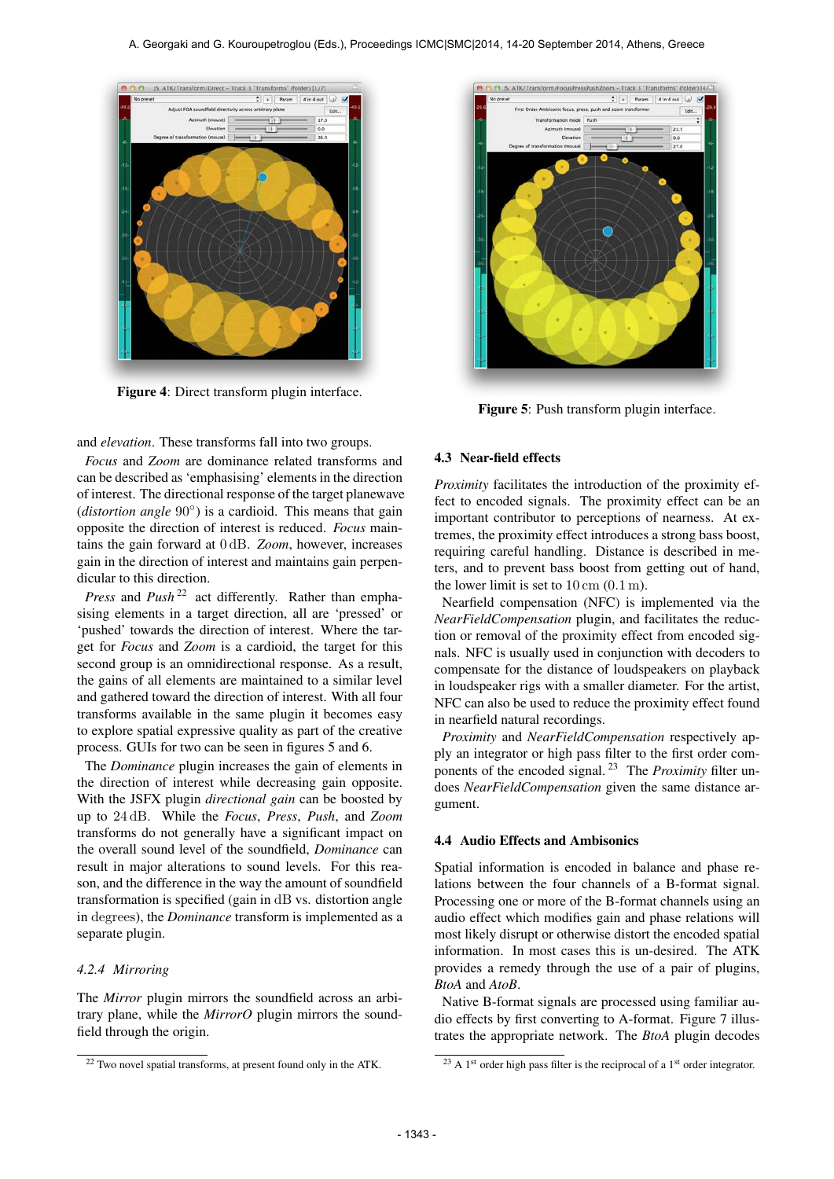Figure 4: Direct transform plugin interface.

Figure 5: Push transform plugin interface.

and *elevation*. These transforms fall into two groups.

*Focus* and *Zoom* are dominance related transforms and can be described as 'emphasising' elements in the direction of interest. The directional response of the target planewave (*distortion angle* $90^{\circ}$) is a cardioid. This means that gain opposite the direction of interest is reduced. *Focus* maintains the gain forward at $0\,\mathrm{dB}$. *Zoom*, however, increases gain in the direction of interest and maintains gain perpendicular to this direction.

*Press* and *Push*[22] act differently. Rather than emphasising elements in a target direction, all are 'pressed' or 'pushed' towards the direction of interest. Where the target for *Focus* and *Zoom* is a cardioid, the target for this second group is an omnidirectional response. As a result, the gains of all elements are maintained to a similar level and gathered toward the direction of interest. With all four transforms available in the same plugin it becomes easy to explore spatial expressive quality as part of the creative process. GUIs for two can be seen in figures 5 and 6.

The *Dominance* plugin increases the gain of elements in the direction of interest while decreasing gain opposite. With the JSFX plugin *directional gain* can be boosted by up to $24\,\mathrm{dB}$. While the *Focus*, *Press*, *Push*, and *Zoom* transforms do not generally have a significant impact on the overall sound level of the soundfield, *Dominance* can result in major alterations to sound levels. For this reason, and the difference in the way the amount of soundfield transformation is specified (gain in dB vs. distortion angle in degrees), the *Dominance* transform is implemented as a separate plugin.

#### 4.2.4 Mirroring

The *Mirror* plugin mirrors the soundfield across an arbitrary plane, while the *MirrorO* plugin mirrors the soundfield through the origin.

[22] Two novel spatial transforms, at present found only in the ATK.

### 4.3 Near-field effects

*Proximity* facilitates the introduction of the proximity effect to encoded signals. The proximity effect can be an important contributor to perceptions of nearness. At extremes, the proximity effect introduces a strong bass boost, requiring careful handling. Distance is described in meters, and to prevent bass boost from getting out of hand, the lower limit is set to $10\,\mathrm{cm}$ ($0.1\,\mathrm{m}$).

Nearfield compensation (NFC) is implemented via the *NearFieldCompensation* plugin, and facilitates the reduction or removal of the proximity effect from encoded signals. NFC is usually used in conjunction with decoders to compensate for the distance of loudspeakers on playback in loudspeaker rigs with a smaller diameter. For the artist, NFC can also be used to reduce the proximity effect found in nearfield natural recordings.

*Proximity* and *NearFieldCompensation* respectively apply an integrator or high pass filter to the first order components of the encoded signal.[23] The *Proximity* filter undoes *NearFieldCompensation* given the same distance argument.

### 4.4 Audio Effects and Ambisonics

Spatial information is encoded in balance and phase relations between the four channels of a B-format signal. Processing one or more of the B-format channels using an audio effect which modifies gain and phase relations will most likely disrupt or otherwise distort the encoded spatial information. In most cases this is un-desired. The ATK provides a remedy through the use of a pair of plugins, *BtoA* and *AtoB*.

Native B-format signals are processed using familiar audio effects by first converting to A-format. Figure 7 illustrates the appropriate network. The *BtoA* plugin decodes

[23] A 1st order high pass filter is the reciprocal of a 1st order integrator.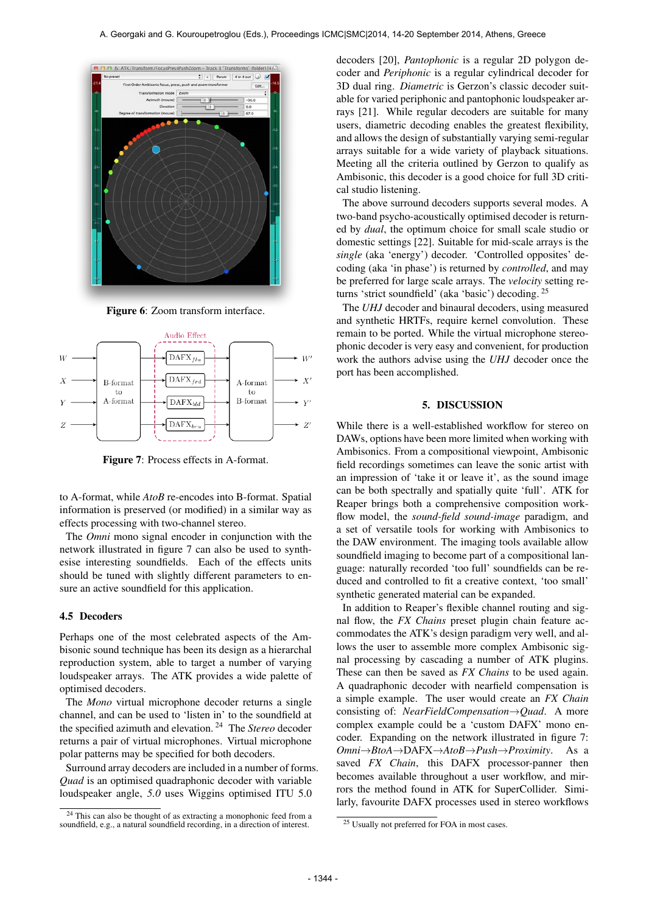Figure 6: Zoom transform interface.

Audio Effect

W
X
Y
Z

B-format to A-format

$DAFX_{flu}$
$DAFX_{frd}$
$DAFX_{bld}$
$DAFX_{bru}$

A-format to B-format

W′
X′
Y′
Z′

Figure 7: Process effects in A-format.

to A-format, while *AtoB* re-encodes into B-format. Spatial information is preserved (or modified) in a similar way as effects processing with two-channel stereo.

The *Omni* mono signal encoder in conjunction with the network illustrated in figure 7 can also be used to synthesise interesting soundfields. Each of the effects units should be tuned with slightly different parameters to ensure an active soundfield for this application.

### 4.5 Decoders

Perhaps one of the most celebrated aspects of the Ambisonic sound technique has been its design as a hierarchal reproduction system, able to target a number of varying loudspeaker arrays. The ATK provides a wide palette of optimised decoders.

The *Mono* virtual microphone decoder returns a single channel, and can be used to 'listen in' to the soundfield at the specified azimuth and elevation. [24] The *Stereo* decoder returns a pair of virtual microphones. Virtual microphone polar patterns may be specified for both decoders.

Surround array decoders are included in a number of forms. *Quad* is an optimised quadraphonic decoder with variable loudspeaker angle, *5.0* uses Wiggins optimised ITU 5.0 decoders [20], *Pantophonic* is a regular 2D polygon decoder and *Periphonic* is a regular cylindrical decoder for 3D dual ring. *Diametric* is Gerzon's classic decoder suitable for varied periphonic and pantophonic loudspeaker arrays [21]. While regular decoders are suitable for many users, diametric decoding enables the greatest flexibility, and allows the design of substantially varying semi-regular arrays suitable for a wide variety of playback situations. Meeting all the criteria outlined by Gerzon to qualify as Ambisonic, this decoder is a good choice for full 3D critical studio listening.

The above surround decoders supports several modes. A two-band psycho-acoustically optimised decoder is returned by *dual*, the optimum choice for small scale studio or domestic settings [22]. Suitable for mid-scale arrays is the *single* (aka 'energy') decoder. 'Controlled opposites' decoding (aka 'in phase') is returned by *controlled*, and may be preferred for large scale arrays. The *velocity* setting returns 'strict soundfield' (aka 'basic') decoding. [25]

The *UHJ* decoder and binaural decoders, using measured and synthetic HRTFs, require kernel convolution. These remain to be ported. While the virtual microphone stereophonic decoder is very easy and convenient, for production work the authors advise using the *UHJ* decoder once the port has been accomplished.

## 5. DISCUSSION

While there is a well-established workflow for stereo on DAWs, options have been more limited when working with Ambisonics. From a compositional viewpoint, Ambisonic field recordings sometimes can leave the sonic artist with an impression of 'take it or leave it', as the sound image can be both spectrally and spatially quite 'full'. ATK for Reaper brings both a comprehensive composition workflow model, the *sound-field sound-image* paradigm, and a set of versatile tools for working with Ambisonics to the DAW environment. The imaging tools available allow soundfield imaging to become part of a compositional language: naturally recorded 'too full' soundfields can be reduced and controlled to fit a creative context, 'too small' synthetic generated material can be expanded.

In addition to Reaper's flexible channel routing and signal flow, the *FX Chains* preset plugin chain feature accommodates the ATK's design paradigm very well, and allows the user to assemble more complex Ambisonic signal processing by cascading a number of ATK plugins. These can then be saved as *FX Chains* to be used again. A quadraphonic decoder with nearfield compensation is a simple example. The user would create an *FX Chain* consisting of: *NearFieldCompensation*→*Quad*. A more complex example could be a 'custom DAFX' mono encoder. Expanding on the network illustrated in figure 7: *Omni*→*BtoA*→DAFX→*AtoB*→*Push*→*Proximity*. As a saved *FX Chain*, this DAFX processor-panner then becomes available throughout a user workflow, and mirrors the method found in ATK for SuperCollider. Similarly, favourite DAFX processes used in stereo workflows

[24] This can also be thought of as extracting a monophonic feed from a soundfield, e.g., a natural soundfield recording, in a direction of interest.

[25] Usually not preferred for FOA in most cases.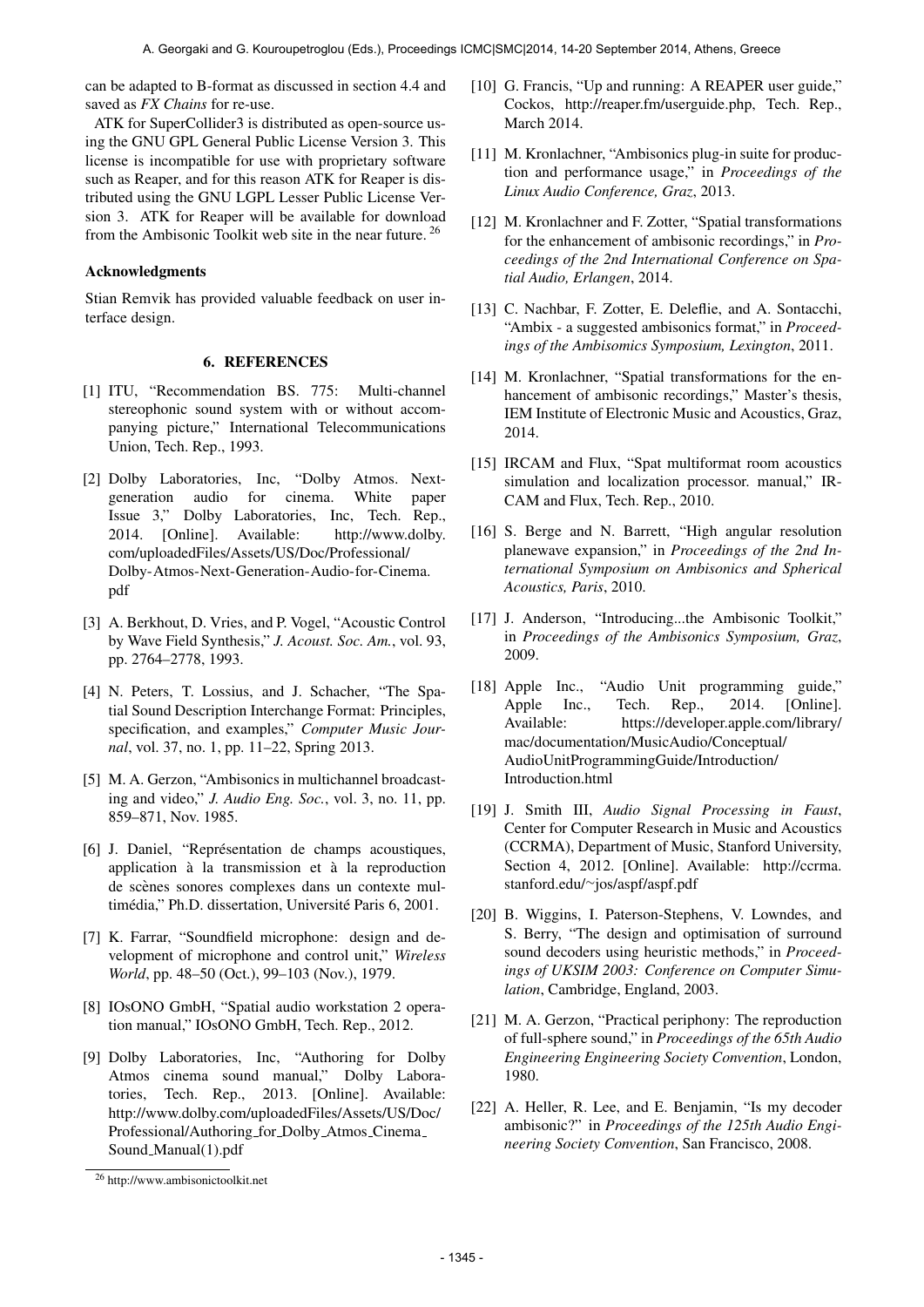can be adapted to B-format as discussed in section 4.4 and saved as *FX Chains* for re-use.

ATK for SuperCollider3 is distributed as open-source using the GNU GPL General Public License Version 3. This license is incompatible for use with proprietary software such as Reaper, and for this reason ATK for Reaper is distributed using the GNU LGPL Lesser Public License Version 3. ATK for Reaper will be available for download from the Ambisonic Toolkit web site in the near future. [26]

### Acknowledgments

Stian Remvik has provided valuable feedback on user interface design.

## 6. REFERENCES

[1] ITU, "Recommendation BS. 775: Multi-channel stereophonic sound system with or without accompanying picture," International Telecommunications Union, Tech. Rep., 1993.

[2] Dolby Laboratories, Inc, "Dolby Atmos. Next-generation audio for cinema. White paper Issue 3," Dolby Laboratories, Inc, Tech. Rep., 2014. [Online]. Available: http://www.dolby.com/uploadedFiles/Assets/US/Doc/Professional/Dolby-Atmos-Next-Generation-Audio-for-Cinema.pdf

[3] A. Berkhout, D. Vries, and P. Vogel, "Acoustic Control by Wave Field Synthesis," *J. Acoust. Soc. Am.*, vol. 93, pp. 2764–2778, 1993.

[4] N. Peters, T. Lossius, and J. Schacher, "The Spatial Sound Description Interchange Format: Principles, specification, and examples," *Computer Music Journal*, vol. 37, no. 1, pp. 11–22, Spring 2013.

[5] M. A. Gerzon, "Ambisonics in multichannel broadcasting and video," *J. Audio Eng. Soc.*, vol. 3, no. 11, pp. 859–871, Nov. 1985.

[6] J. Daniel, "Représentation de champs acoustiques, application à la transmission et à la reproduction de scènes sonores complexes dans un contexte multimédia," Ph.D. dissertation, Université Paris 6, 2001.

[7] K. Farrar, "Soundfield microphone: design and development of microphone and control unit," *Wireless World*, pp. 48–50 (Oct.), 99–103 (Nov.), 1979.

[8] IOsONO GmbH, "Spatial audio workstation 2 operation manual," IOsONO GmbH, Tech. Rep., 2012.

[9] Dolby Laboratories, Inc, "Authoring for Dolby Atmos cinema sound manual," Dolby Laboratories, Tech. Rep., 2013. [Online]. Available: http://www.dolby.com/uploadedFiles/Assets/US/Doc/Professional/Authoring_for_Dolby_Atmos_Cinema_Sound_Manual(1).pdf

[10] G. Francis, "Up and running: A REAPER user guide," Cockos, http://reaper.fm/userguide.php, Tech. Rep., March 2014.

[11] M. Kronlachner, "Ambisonics plug-in suite for production and performance usage," in *Proceedings of the Linux Audio Conference, Graz*, 2013.

[12] M. Kronlachner and F. Zotter, "Spatial transformations for the enhancement of ambisonic recordings," in *Proceedings of the 2nd International Conference on Spatial Audio, Erlangen*, 2014.

[13] C. Nachbar, F. Zotter, E. Deleflie, and A. Sontacchi, "Ambix - a suggested ambisonics format," in *Proceedings of the Ambisomics Symposium, Lexington*, 2011.

[14] M. Kronlachner, "Spatial transformations for the enhancement of ambisonic recordings," Master's thesis, IEM Institute of Electronic Music and Acoustics, Graz, 2014.

[15] IRCAM and Flux, "Spat multiformat room acoustics simulation and localization processor. manual," IRCAM and Flux, Tech. Rep., 2010.

[16] S. Berge and N. Barrett, "High angular resolution planewave expansion," in *Proceedings of the 2nd International Symposium on Ambisonics and Spherical Acoustics, Paris*, 2010.

[17] J. Anderson, "Introducing...the Ambisonic Toolkit," in *Proceedings of the Ambisonics Symposium, Graz*, 2009.

[18] Apple Inc., "Audio Unit programming guide," Apple Inc., Tech. Rep., 2014. [Online]. Available: https://developer.apple.com/library/mac/documentation/MusicAudio/Conceptual/AudioUnitProgrammingGuide/Introduction/Introduction.html

[19] J. Smith III, *Audio Signal Processing in Faust*, Center for Computer Research in Music and Acoustics (CCRMA), Department of Music, Stanford University, Section 4, 2012. [Online]. Available: http://ccrma.stanford.edu/~jos/aspf/aspf.pdf

[20] B. Wiggins, I. Paterson-Stephens, V. Lowndes, and S. Berry, "The design and optimisation of surround sound decoders using heuristic methods," in *Proceedings of UKSIM 2003: Conference on Computer Simulation*, Cambridge, England, 2003.

[21] M. A. Gerzon, "Practical periphony: The reproduction of full-sphere sound," in *Proceedings of the 65th Audio Engineering Engineering Society Convention*, London, 1980.

[22] A. Heller, R. Lee, and E. Benjamin, "Is my decoder ambisonic?" in *Proceedings of the 125th Audio Engineering Society Convention*, San Francisco, 2008.

[26] http://www.ambisonictoolkit.net